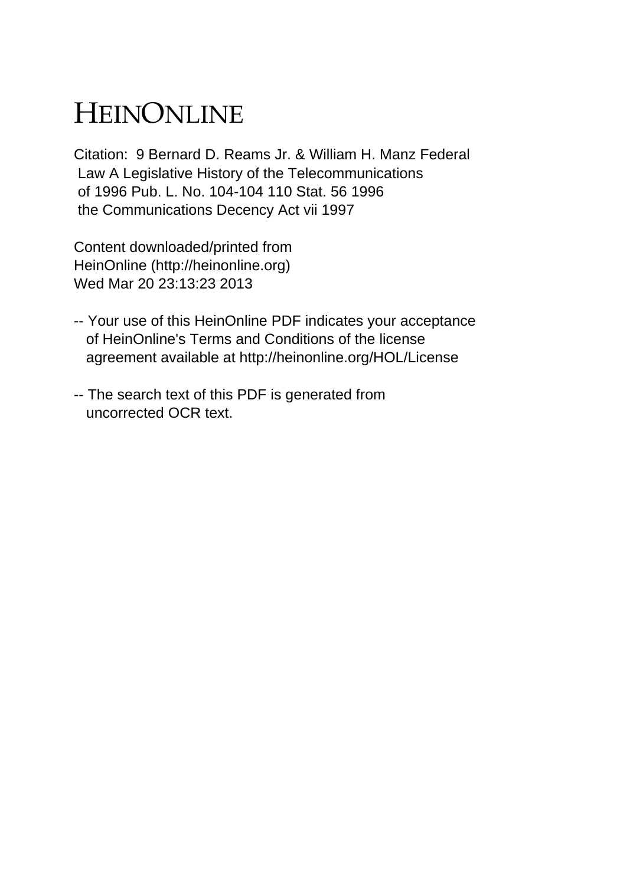# HEINONLINE

Citation: 9 Bernard D. Reams Jr. & William H. Manz Federal Law A Legislative History of the Telecommunications of 1996 Pub. L. No. 104-104 110 Stat. 56 1996 the Communications Decency Act vii 1997

Content downloaded/printed from HeinOnline (http://heinonline.org) Wed Mar 20 23:13:23 2013

-- Your use of this HeinOnline PDF indicates your acceptance of HeinOnline's Terms and Conditions of the license agreement available at http://heinonline.org/HOL/License

-- The search text of this PDF is generated from uncorrected OCR text.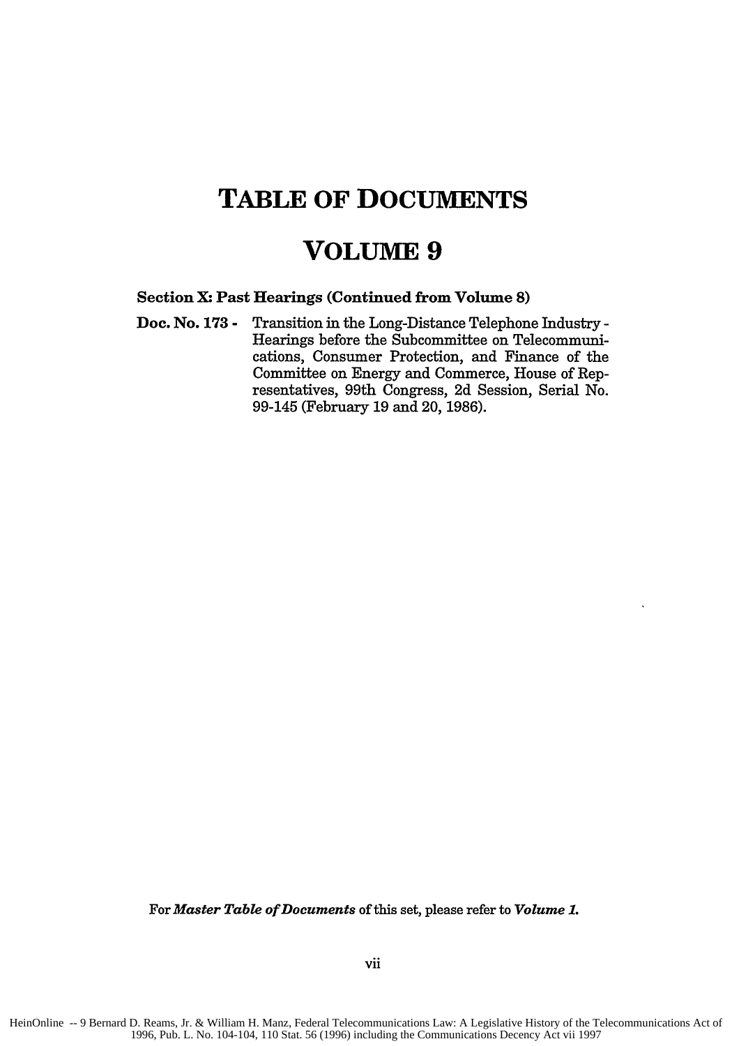# TABLE OF DOCUMENTS

# VOLUME 9

**Section X: Past Hearings (Continued from Volume 8)**

**Doc. No. 173 -** Transition in the Long-Distance Telephone Industry - Hearings before the Subcommittee on Telecommunications, Consumer Protection, and Finance of the Committee on Energy and Commerce, House of Representatives, 99th Congress, 2d Session, Serial No. 99-145 (February 19 and 20, 1986).

For ***Master Table of Documents*** of this set, please refer to ***Volume 1.***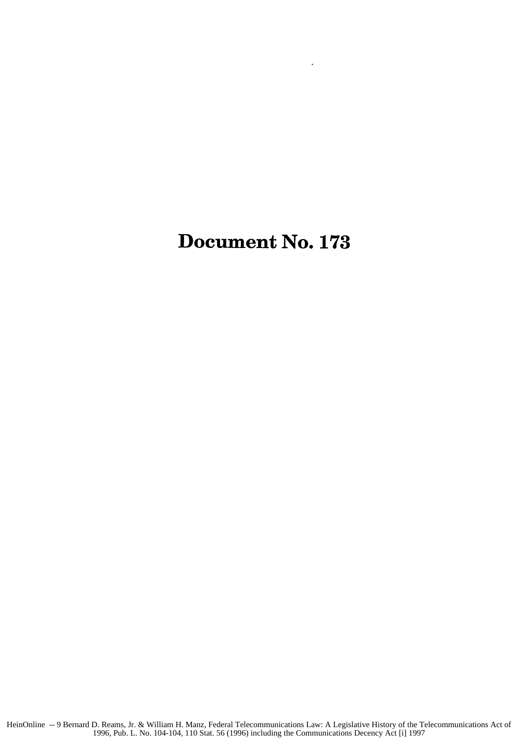# Document No. 173